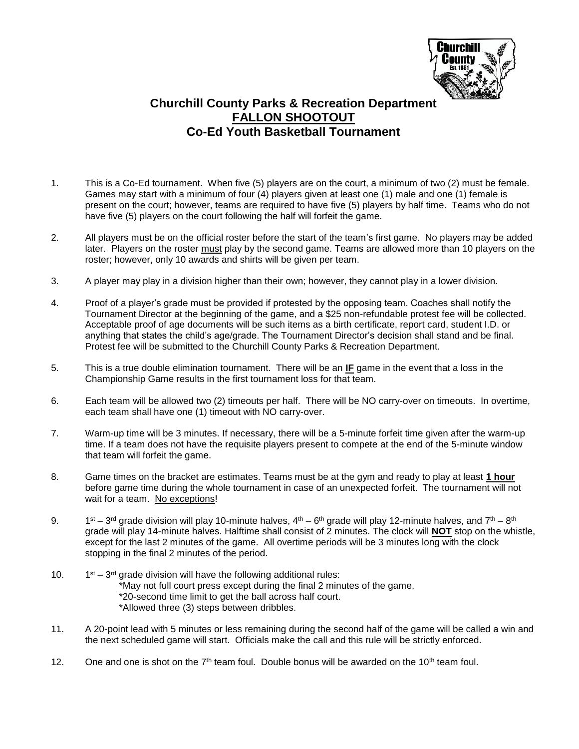# Churchill County Parks & Recreation Department
## FALLON SHOOTOUT
## Co-Ed Youth Basketball Tournament

1. This is a Co-Ed tournament. When five (5) players are on the court, a minimum of two (2) must be female. Games may start with a minimum of four (4) players given at least one (1) male and one (1) female is present on the court; however, teams are required to have five (5) players by half time. Teams who do not have five (5) players on the court following the half will forfeit the game.

2. All players must be on the official roster before the start of the team's first game. No players may be added later. Players on the roster must play by the second game. Teams are allowed more than 10 players on the roster; however, only 10 awards and shirts will be given per team.

3. A player may play in a division higher than their own; however, they cannot play in a lower division.

4. Proof of a player's grade must be provided if protested by the opposing team. Coaches shall notify the Tournament Director at the beginning of the game, and a $25 non-refundable protest fee will be collected. Acceptable proof of age documents will be such items as a birth certificate, report card, student I.D. or anything that states the child's age/grade. The Tournament Director's decision shall stand and be final. Protest fee will be submitted to the Churchill County Parks & Recreation Department.

5. This is a true double elimination tournament. There will be an **IF** game in the event that a loss in the Championship Game results in the first tournament loss for that team.

6. Each team will be allowed two (2) timeouts per half. There will be NO carry-over on timeouts. In overtime, each team shall have one (1) timeout with NO carry-over.

7. Warm-up time will be 3 minutes. If necessary, there will be a 5-minute forfeit time given after the warm-up time. If a team does not have the requisite players present to compete at the end of the 5-minute window that team will forfeit the game.

8. Game times on the bracket are estimates. Teams must be at the gym and ready to play at least **1 hour** before game time during the whole tournament in case of an unexpected forfeit. The tournament will not wait for a team. No exceptions!

9. 1st – 3rd grade division will play 10-minute halves, 4th – 6th grade will play 12-minute halves, and 7th – 8th grade will play 14-minute halves. Halftime shall consist of 2 minutes. The clock will **NOT** stop on the whistle, except for the last 2 minutes of the game. All overtime periods will be 3 minutes long with the clock stopping in the final 2 minutes of the period.

10. 1st – 3rd grade division will have the following additional rules:
    *May not full court press except during the final 2 minutes of the game.
    *20-second time limit to get the ball across half court.
    *Allowed three (3) steps between dribbles.

11. A 20-point lead with 5 minutes or less remaining during the second half of the game will be called a win and the next scheduled game will start. Officials make the call and this rule will be strictly enforced.

12. One and one is shot on the 7th team foul. Double bonus will be awarded on the 10th team foul.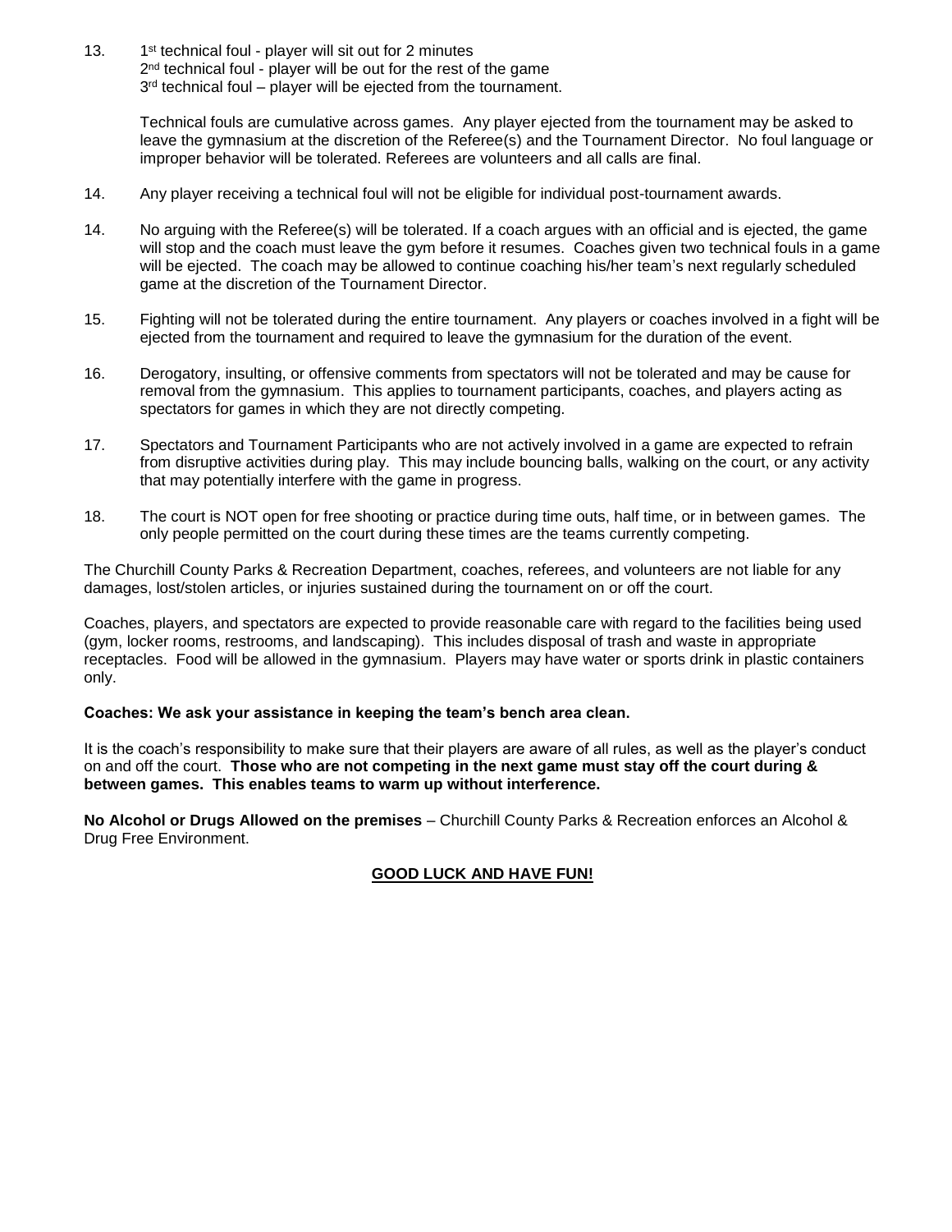13. 1st technical foul - player will sit out for 2 minutes
    2nd technical foul - player will be out for the rest of the game
    3rd technical foul – player will be ejected from the tournament.

    Technical fouls are cumulative across games. Any player ejected from the tournament may be asked to leave the gymnasium at the discretion of the Referee(s) and the Tournament Director. No foul language or improper behavior will be tolerated. Referees are volunteers and all calls are final.

14. Any player receiving a technical foul will not be eligible for individual post-tournament awards.

14. No arguing with the Referee(s) will be tolerated. If a coach argues with an official and is ejected, the game will stop and the coach must leave the gym before it resumes. Coaches given two technical fouls in a game will be ejected. The coach may be allowed to continue coaching his/her team's next regularly scheduled game at the discretion of the Tournament Director.

15. Fighting will not be tolerated during the entire tournament. Any players or coaches involved in a fight will be ejected from the tournament and required to leave the gymnasium for the duration of the event.

16. Derogatory, insulting, or offensive comments from spectators will not be tolerated and may be cause for removal from the gymnasium. This applies to tournament participants, coaches, and players acting as spectators for games in which they are not directly competing.

17. Spectators and Tournament Participants who are not actively involved in a game are expected to refrain from disruptive activities during play. This may include bouncing balls, walking on the court, or any activity that may potentially interfere with the game in progress.

18. The court is NOT open for free shooting or practice during time outs, half time, or in between games. The only people permitted on the court during these times are the teams currently competing.

The Churchill County Parks & Recreation Department, coaches, referees, and volunteers are not liable for any damages, lost/stolen articles, or injuries sustained during the tournament on or off the court.

Coaches, players, and spectators are expected to provide reasonable care with regard to the facilities being used (gym, locker rooms, restrooms, and landscaping). This includes disposal of trash and waste in appropriate receptacles. Food will be allowed in the gymnasium. Players may have water or sports drink in plastic containers only.

**Coaches: We ask your assistance in keeping the team's bench area clean.**

It is the coach's responsibility to make sure that their players are aware of all rules, as well as the player's conduct on and off the court. **Those who are not competing in the next game must stay off the court during & between games. This enables teams to warm up without interference.**

**No Alcohol or Drugs Allowed on the premises** – Churchill County Parks & Recreation enforces an Alcohol & Drug Free Environment.

**GOOD LUCK AND HAVE FUN!**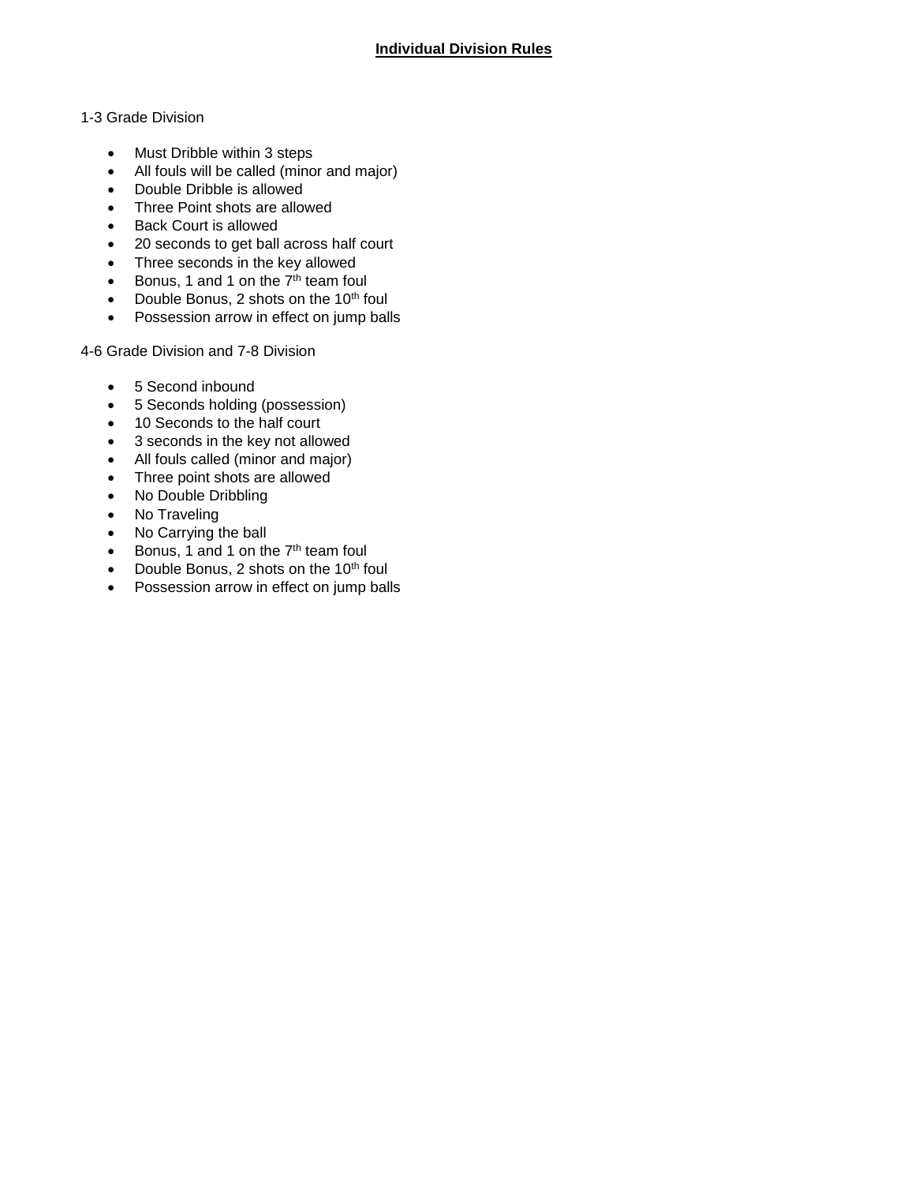# **Individual Division Rules**

1-3 Grade Division

- Must Dribble within 3 steps
- All fouls will be called (minor and major)
- Double Dribble is allowed
- Three Point shots are allowed
- Back Court is allowed
- 20 seconds to get ball across half court
- Three seconds in the key allowed
- Bonus, 1 and 1 on the 7th team foul
- Double Bonus, 2 shots on the 10th foul
- Possession arrow in effect on jump balls

4-6 Grade Division and 7-8 Division

- 5 Second inbound
- 5 Seconds holding (possession)
- 10 Seconds to the half court
- 3 seconds in the key not allowed
- All fouls called (minor and major)
- Three point shots are allowed
- No Double Dribbling
- No Traveling
- No Carrying the ball
- Bonus, 1 and 1 on the 7th team foul
- Double Bonus, 2 shots on the 10th foul
- Possession arrow in effect on jump balls